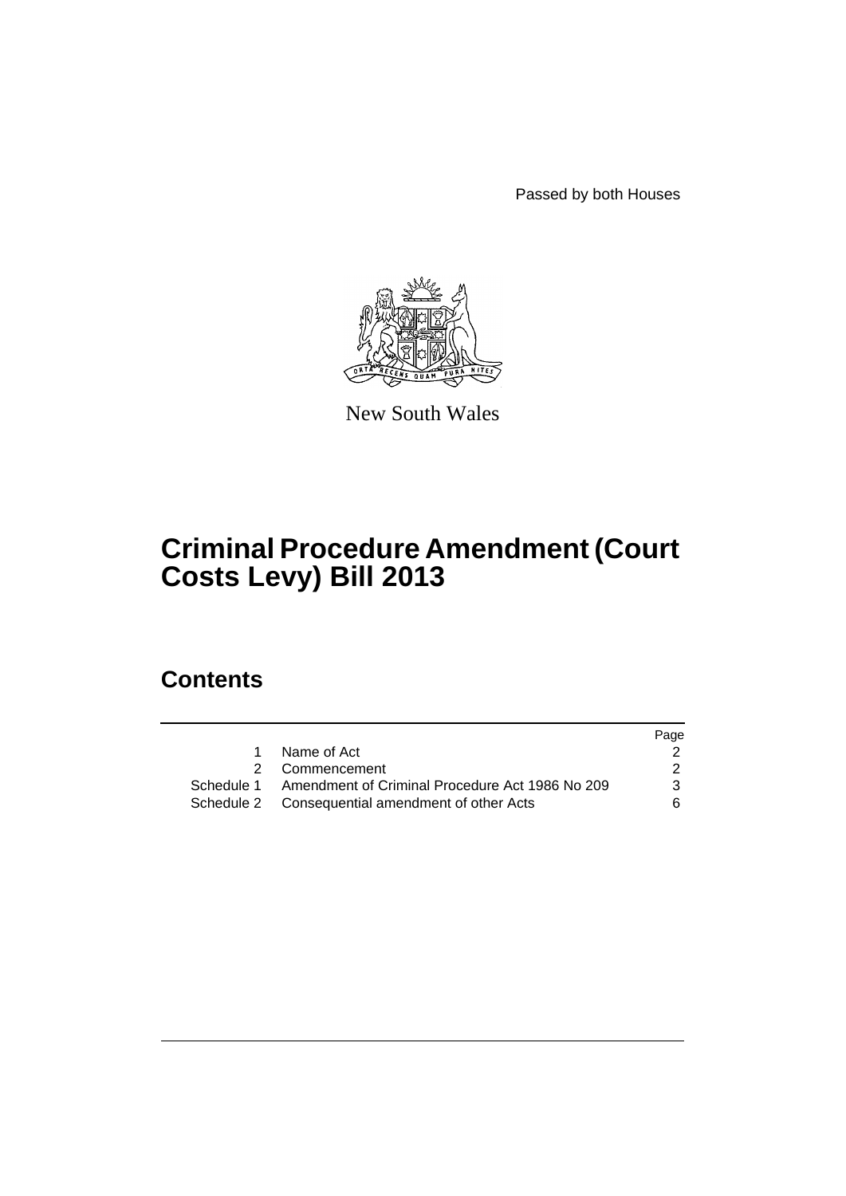Passed by both Houses

New South Wales

# Criminal Procedure Amendment (Court Costs Levy) Bill 2013

## Contents

| | | Page |
|---|---|---|
| 1 | Name of Act | 2 |
| 2 | Commencement | 2 |
| Schedule 1 | Amendment of Criminal Procedure Act 1986 No 209 | 3 |
| Schedule 2 | Consequential amendment of other Acts | 6 |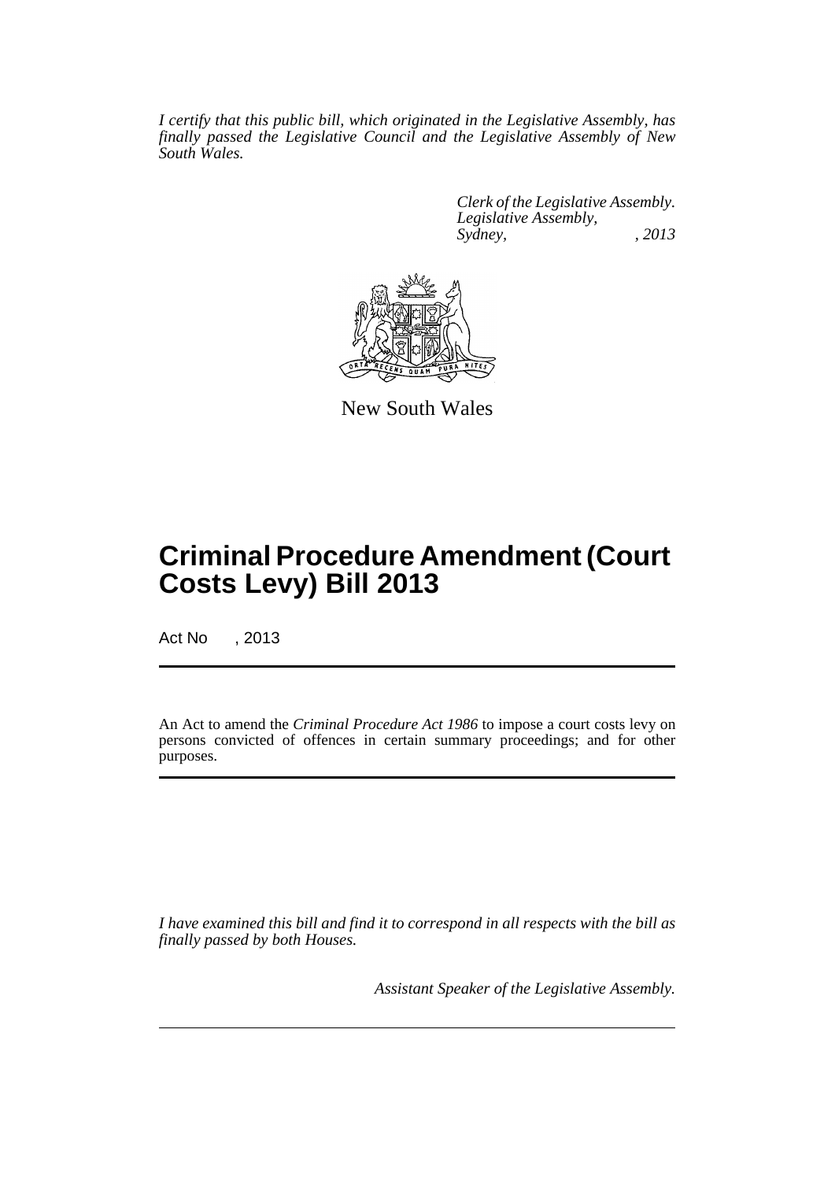*I certify that this public bill, which originated in the Legislative Assembly, has finally passed the Legislative Council and the Legislative Assembly of New South Wales.*

*Clerk of the Legislative Assembly.*
*Legislative Assembly,*
*Sydney, , 2013*

New South Wales

# Criminal Procedure Amendment (Court Costs Levy) Bill 2013

Act No , 2013

An Act to amend the *Criminal Procedure Act 1986* to impose a court costs levy on persons convicted of offences in certain summary proceedings; and for other purposes.

*I have examined this bill and find it to correspond in all respects with the bill as finally passed by both Houses.*

*Assistant Speaker of the Legislative Assembly.*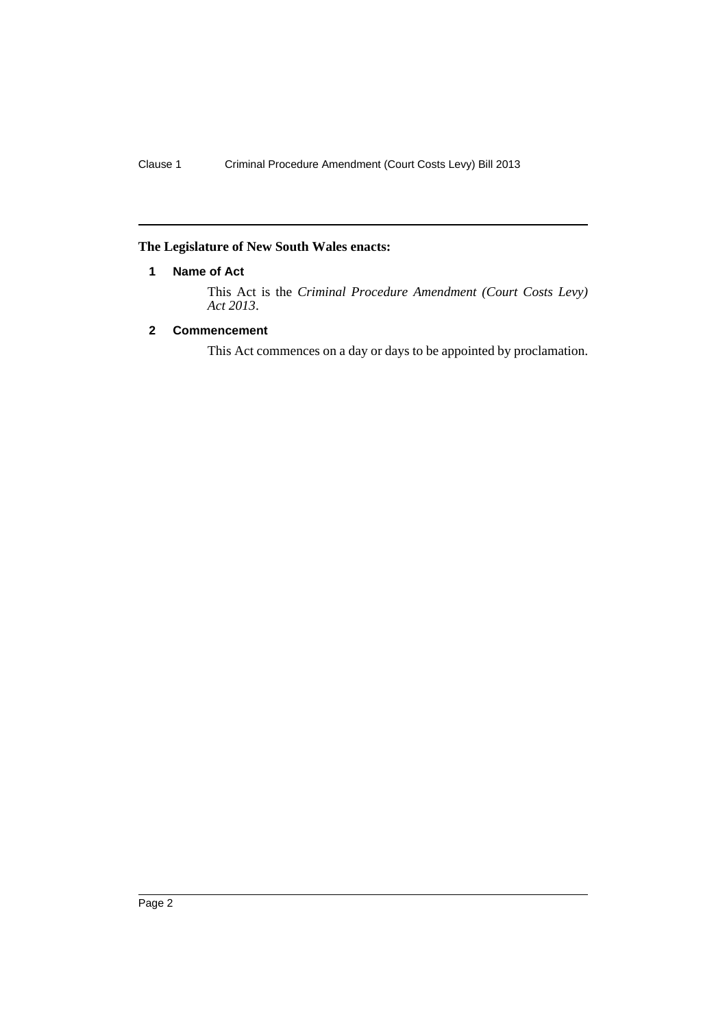**The Legislature of New South Wales enacts:**

## 1 Name of Act

This Act is the *Criminal Procedure Amendment (Court Costs Levy) Act 2013*.

## 2 Commencement

This Act commences on a day or days to be appointed by proclamation.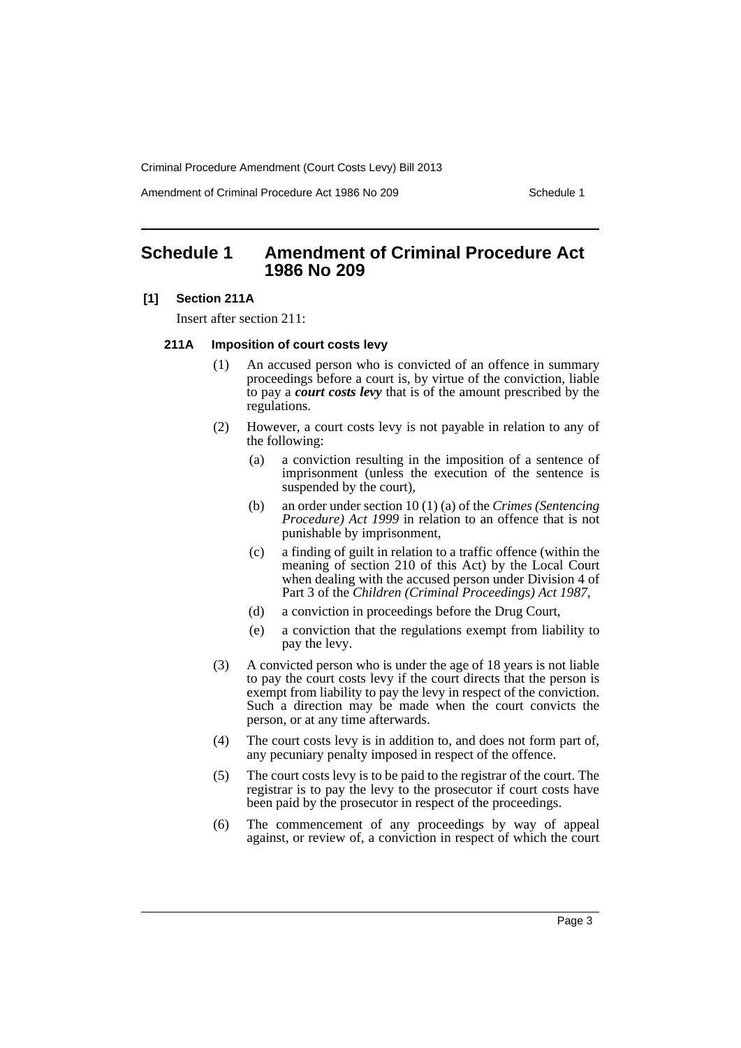## Schedule 1 Amendment of Criminal Procedure Act 1986 No 209

**[1] Section 211A**

Insert after section 211:

**211A Imposition of court costs levy**

(1) An accused person who is convicted of an offence in summary proceedings before a court is, by virtue of the conviction, liable to pay a ***court costs levy*** that is of the amount prescribed by the regulations.

(2) However, a court costs levy is not payable in relation to any of the following:

- (a) a conviction resulting in the imposition of a sentence of imprisonment (unless the execution of the sentence is suspended by the court),
- (b) an order under section 10 (1) (a) of the *Crimes (Sentencing Procedure) Act 1999* in relation to an offence that is not punishable by imprisonment,
- (c) a finding of guilt in relation to a traffic offence (within the meaning of section 210 of this Act) by the Local Court when dealing with the accused person under Division 4 of Part 3 of the *Children (Criminal Proceedings) Act 1987*,
- (d) a conviction in proceedings before the Drug Court,
- (e) a conviction that the regulations exempt from liability to pay the levy.

(3) A convicted person who is under the age of 18 years is not liable to pay the court costs levy if the court directs that the person is exempt from liability to pay the levy in respect of the conviction. Such a direction may be made when the court convicts the person, or at any time afterwards.

(4) The court costs levy is in addition to, and does not form part of, any pecuniary penalty imposed in respect of the offence.

(5) The court costs levy is to be paid to the registrar of the court. The registrar is to pay the levy to the prosecutor if court costs have been paid by the prosecutor in respect of the proceedings.

(6) The commencement of any proceedings by way of appeal against, or review of, a conviction in respect of which the court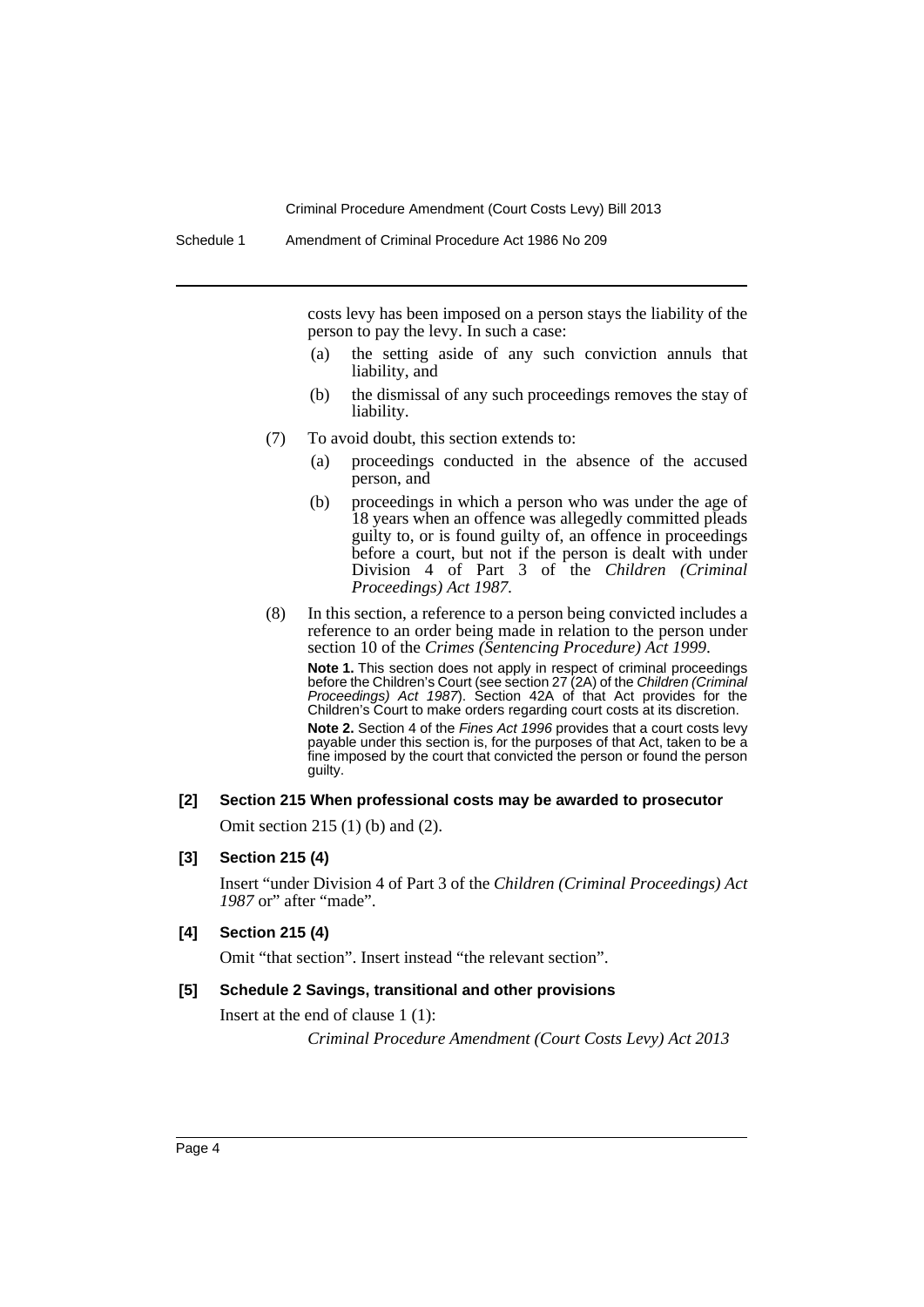costs levy has been imposed on a person stays the liability of the person to pay the levy. In such a case:

(a) the setting aside of any such conviction annuls that liability, and

(b) the dismissal of any such proceedings removes the stay of liability.

(7) To avoid doubt, this section extends to:

(a) proceedings conducted in the absence of the accused person, and

(b) proceedings in which a person who was under the age of 18 years when an offence was allegedly committed pleads guilty to, or is found guilty of, an offence in proceedings before a court, but not if the person is dealt with under Division 4 of Part 3 of the *Children (Criminal Proceedings) Act 1987*.

(8) In this section, a reference to a person being convicted includes a reference to an order being made in relation to the person under section 10 of the *Crimes (Sentencing Procedure) Act 1999*.

**Note 1.** This section does not apply in respect of criminal proceedings before the Children's Court (see section 27 (2A) of the *Children (Criminal Proceedings) Act 1987*). Section 42A of that Act provides for the Children's Court to make orders regarding court costs at its discretion.

**Note 2.** Section 4 of the *Fines Act 1996* provides that a court costs levy payable under this section is, for the purposes of that Act, taken to be a fine imposed by the court that convicted the person or found the person guilty.

**[2] Section 215 When professional costs may be awarded to prosecutor**

Omit section 215 (1) (b) and (2).

**[3] Section 215 (4)**

Insert "under Division 4 of Part 3 of the *Children (Criminal Proceedings) Act 1987* or" after "made".

**[4] Section 215 (4)**

Omit "that section". Insert instead "the relevant section".

**[5] Schedule 2 Savings, transitional and other provisions**

Insert at the end of clause 1 (1):

*Criminal Procedure Amendment (Court Costs Levy) Act 2013*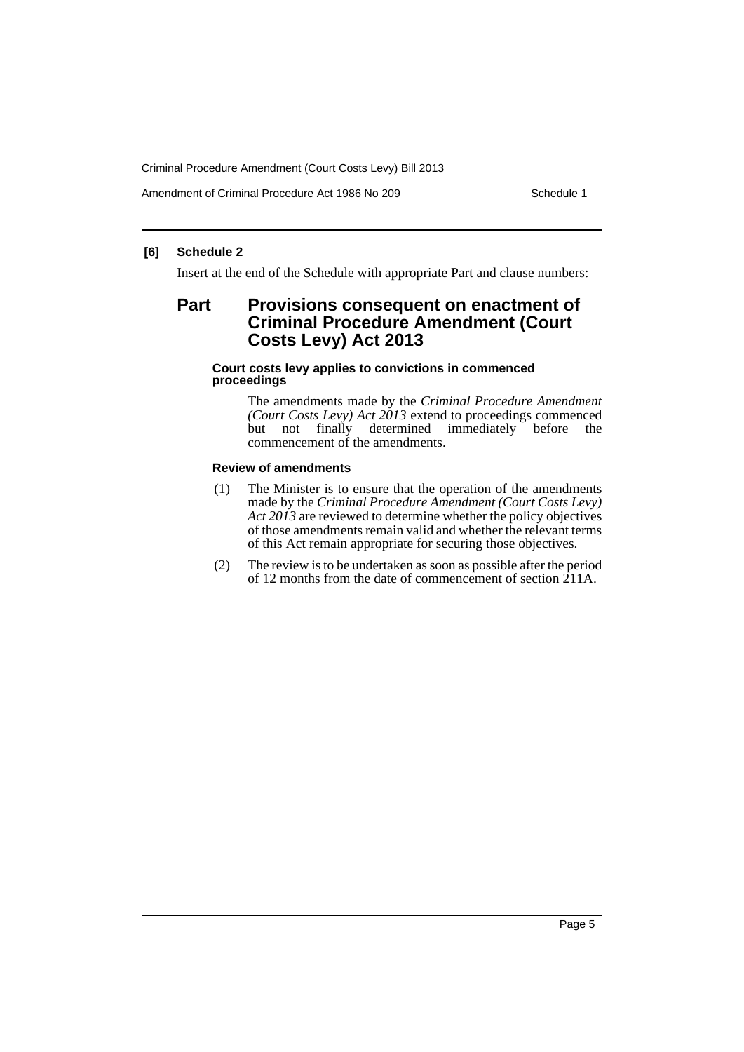**[6] Schedule 2**

Insert at the end of the Schedule with appropriate Part and clause numbers:

## Part Provisions consequent on enactment of Criminal Procedure Amendment (Court Costs Levy) Act 2013

#### Court costs levy applies to convictions in commenced proceedings

The amendments made by the *Criminal Procedure Amendment (Court Costs Levy) Act 2013* extend to proceedings commenced but not finally determined immediately before the commencement of the amendments.

#### Review of amendments

(1) The Minister is to ensure that the operation of the amendments made by the *Criminal Procedure Amendment (Court Costs Levy) Act 2013* are reviewed to determine whether the policy objectives of those amendments remain valid and whether the relevant terms of this Act remain appropriate for securing those objectives.

(2) The review is to be undertaken as soon as possible after the period of 12 months from the date of commencement of section 211A.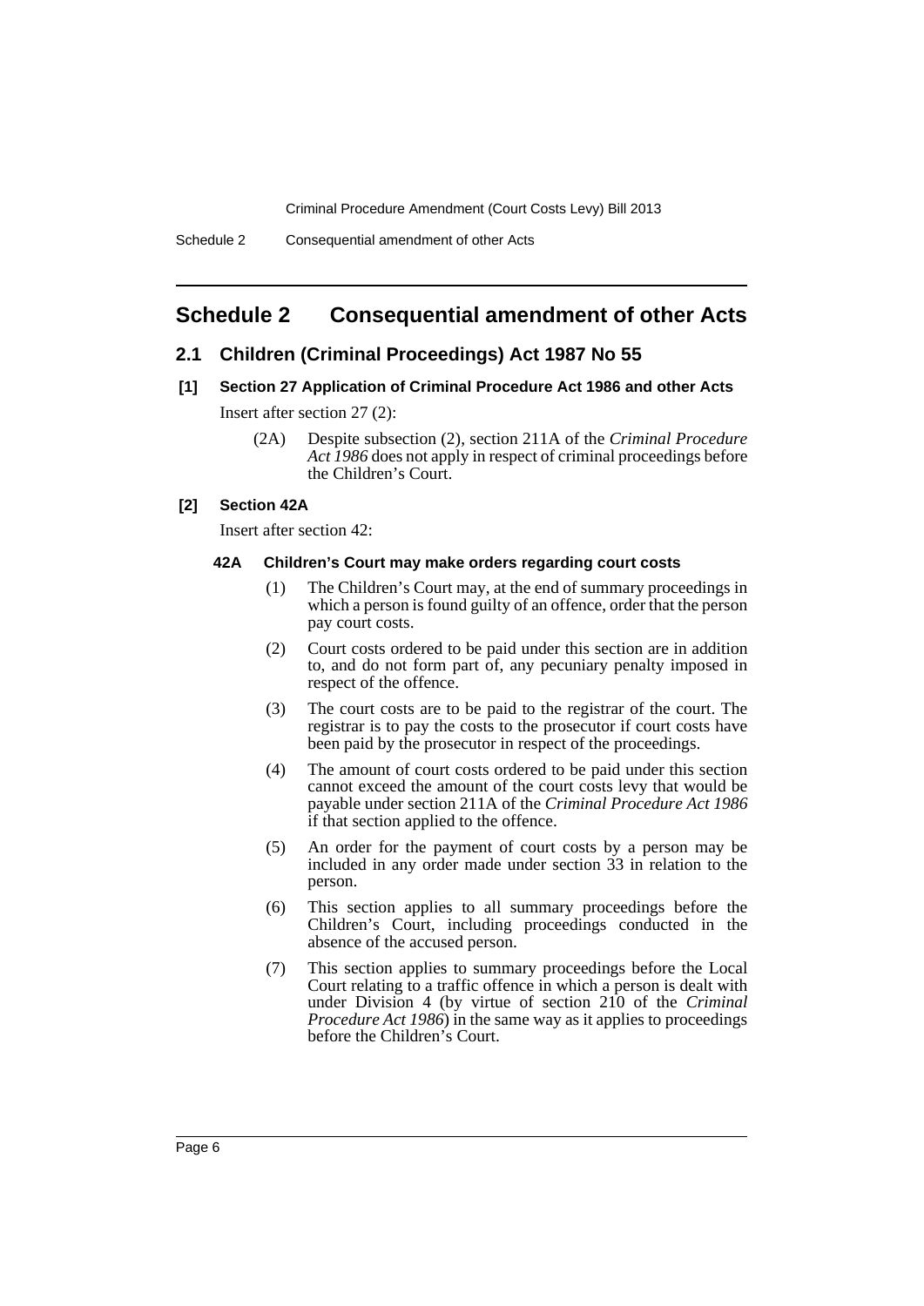# Schedule 2 Consequential amendment of other Acts

## 2.1 Children (Criminal Proceedings) Act 1987 No 55

### [1] Section 27 Application of Criminal Procedure Act 1986 and other Acts

Insert after section 27 (2):

> (2A) Despite subsection (2), section 211A of the *Criminal Procedure Act 1986* does not apply in respect of criminal proceedings before the Children's Court.

### [2] Section 42A

Insert after section 42:

> **42A Children's Court may make orders regarding court costs**
>
> (1) The Children's Court may, at the end of summary proceedings in which a person is found guilty of an offence, order that the person pay court costs.
>
> (2) Court costs ordered to be paid under this section are in addition to, and do not form part of, any pecuniary penalty imposed in respect of the offence.
>
> (3) The court costs are to be paid to the registrar of the court. The registrar is to pay the costs to the prosecutor if court costs have been paid by the prosecutor in respect of the proceedings.
>
> (4) The amount of court costs ordered to be paid under this section cannot exceed the amount of the court costs levy that would be payable under section 211A of the *Criminal Procedure Act 1986* if that section applied to the offence.
>
> (5) An order for the payment of court costs by a person may be included in any order made under section 33 in relation to the person.
>
> (6) This section applies to all summary proceedings before the Children's Court, including proceedings conducted in the absence of the accused person.
>
> (7) This section applies to summary proceedings before the Local Court relating to a traffic offence in which a person is dealt with under Division 4 (by virtue of section 210 of the *Criminal Procedure Act 1986*) in the same way as it applies to proceedings before the Children's Court.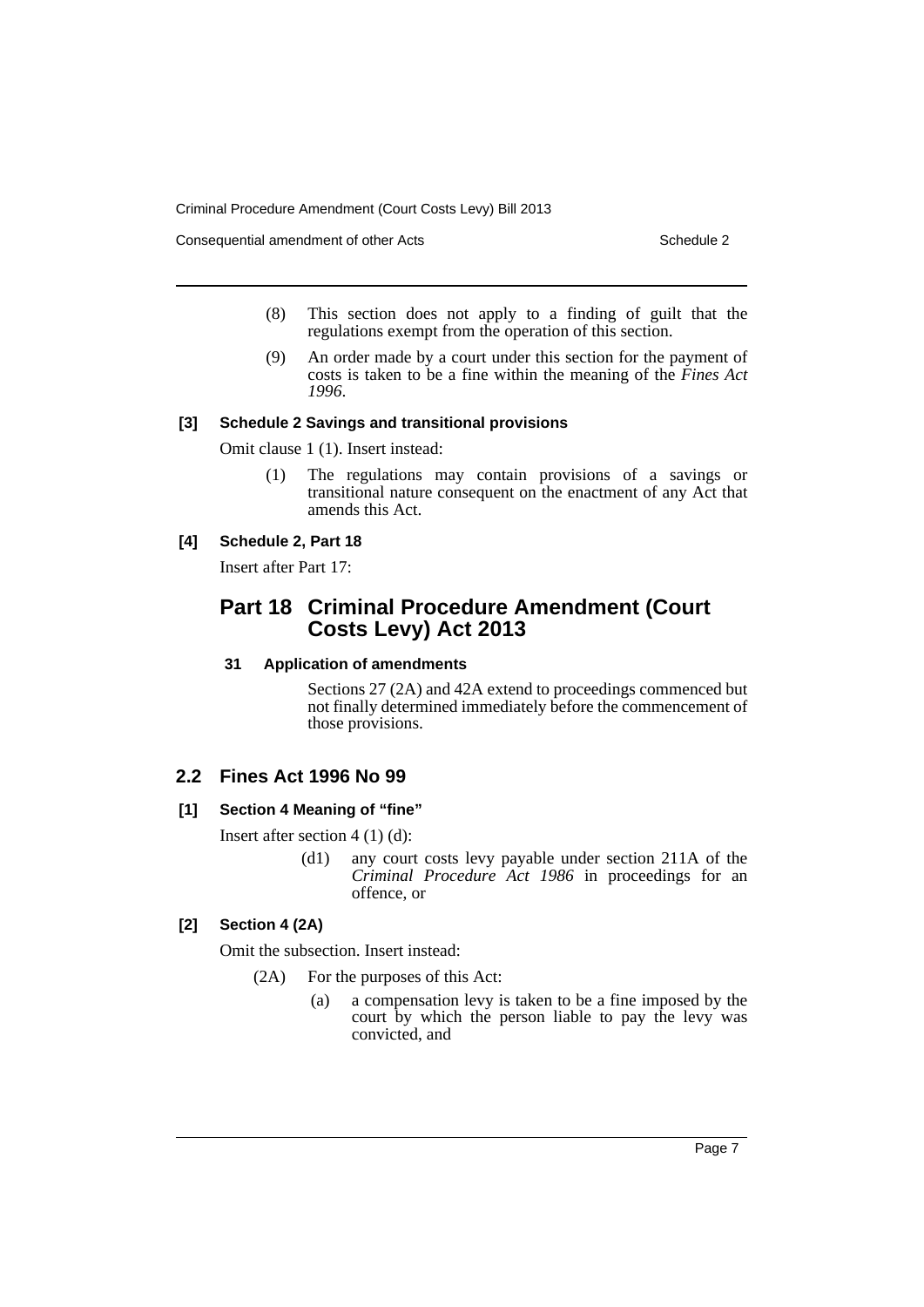(8) This section does not apply to a finding of guilt that the regulations exempt from the operation of this section.

(9) An order made by a court under this section for the payment of costs is taken to be a fine within the meaning of the *Fines Act 1996*.

**[3] Schedule 2 Savings and transitional provisions**

Omit clause 1 (1). Insert instead:

(1) The regulations may contain provisions of a savings or transitional nature consequent on the enactment of any Act that amends this Act.

**[4] Schedule 2, Part 18**

Insert after Part 17:

## Part 18 Criminal Procedure Amendment (Court Costs Levy) Act 2013

**31 Application of amendments**

Sections 27 (2A) and 42A extend to proceedings commenced but not finally determined immediately before the commencement of those provisions.

## 2.2 Fines Act 1996 No 99

**[1] Section 4 Meaning of "fine"**

Insert after section 4 (1) (d):

(d1) any court costs levy payable under section 211A of the *Criminal Procedure Act 1986* in proceedings for an offence, or

**[2] Section 4 (2A)**

Omit the subsection. Insert instead:

(2A) For the purposes of this Act:

(a) a compensation levy is taken to be a fine imposed by the court by which the person liable to pay the levy was convicted, and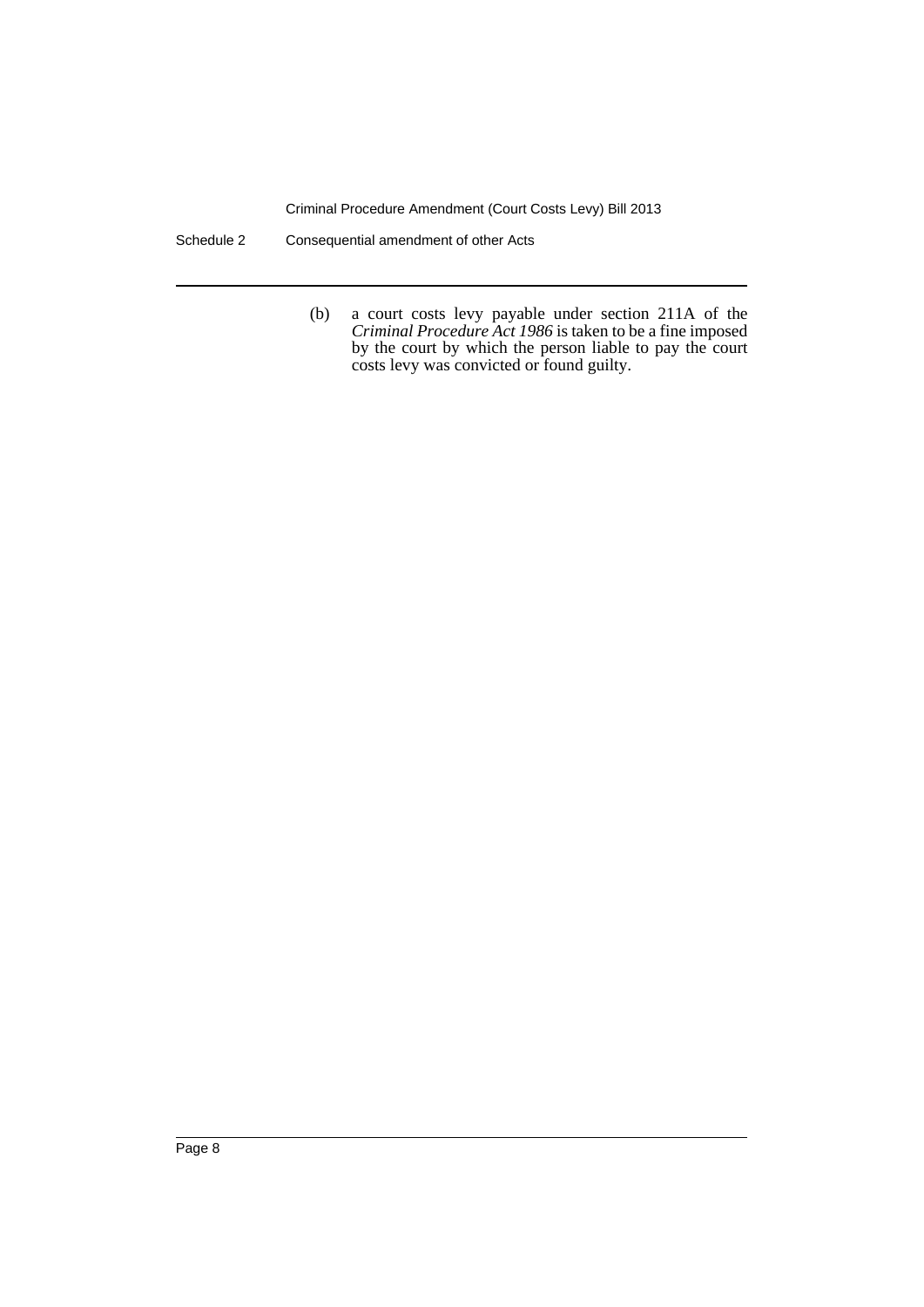(b) a court costs levy payable under section 211A of the *Criminal Procedure Act 1986* is taken to be a fine imposed by the court by which the person liable to pay the court costs levy was convicted or found guilty.